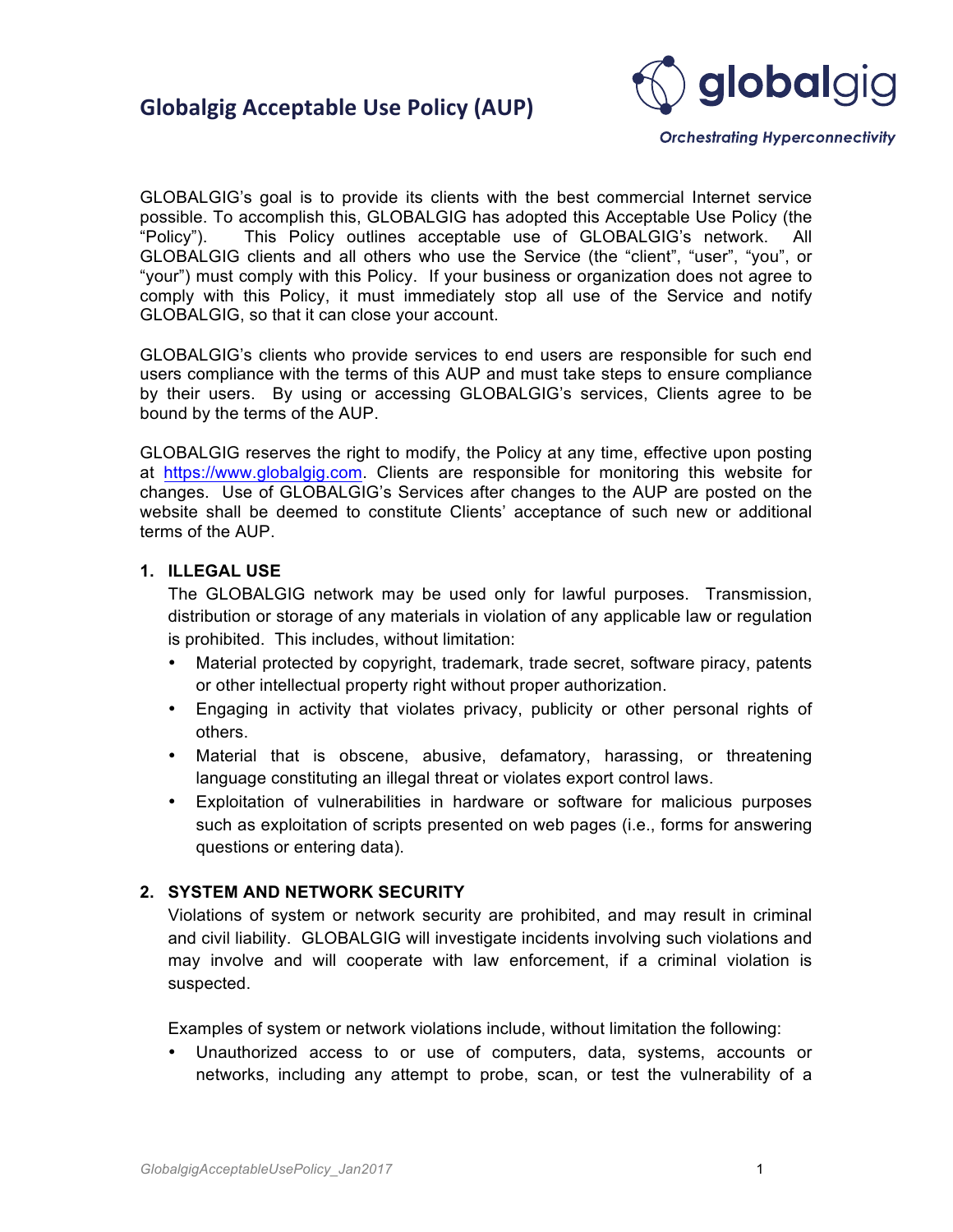# Globalgig Acceptable Use Policy (AUP)

*Orchestrating Hyperconnectivity*

GLOBALGIG's goal is to provide its clients with the best commercial Internet service possible. To accomplish this, GLOBALGIG has adopted this Acceptable Use Policy (the "Policy"). This Policy outlines acceptable use of GLOBALGIG's network. All GLOBALGIG clients and all others who use the Service (the "client", "user", "you", or "your") must comply with this Policy. If your business or organization does not agree to comply with this Policy, it must immediately stop all use of the Service and notify GLOBALGIG, so that it can close your account.

GLOBALGIG's clients who provide services to end users are responsible for such end users compliance with the terms of this AUP and must take steps to ensure compliance by their users. By using or accessing GLOBALGIG's services, Clients agree to be bound by the terms of the AUP.

GLOBALGIG reserves the right to modify, the Policy at any time, effective upon posting at [https://www.globalgig.com](https://www.globalgig.com). Clients are responsible for monitoring this website for changes. Use of GLOBALGIG's Services after changes to the AUP are posted on the website shall be deemed to constitute Clients' acceptance of such new or additional terms of the AUP.

**1. ILLEGAL USE**

The GLOBALGIG network may be used only for lawful purposes. Transmission, distribution or storage of any materials in violation of any applicable law or regulation is prohibited. This includes, without limitation:

- Material protected by copyright, trademark, trade secret, software piracy, patents or other intellectual property right without proper authorization.
- Engaging in activity that violates privacy, publicity or other personal rights of others.
- Material that is obscene, abusive, defamatory, harassing, or threatening language constituting an illegal threat or violates export control laws.
- Exploitation of vulnerabilities in hardware or software for malicious purposes such as exploitation of scripts presented on web pages (i.e., forms for answering questions or entering data).

**2. SYSTEM AND NETWORK SECURITY**

Violations of system or network security are prohibited, and may result in criminal and civil liability. GLOBALGIG will investigate incidents involving such violations and may involve and will cooperate with law enforcement, if a criminal violation is suspected.

Examples of system or network violations include, without limitation the following:

- Unauthorized access to or use of computers, data, systems, accounts or networks, including any attempt to probe, scan, or test the vulnerability of a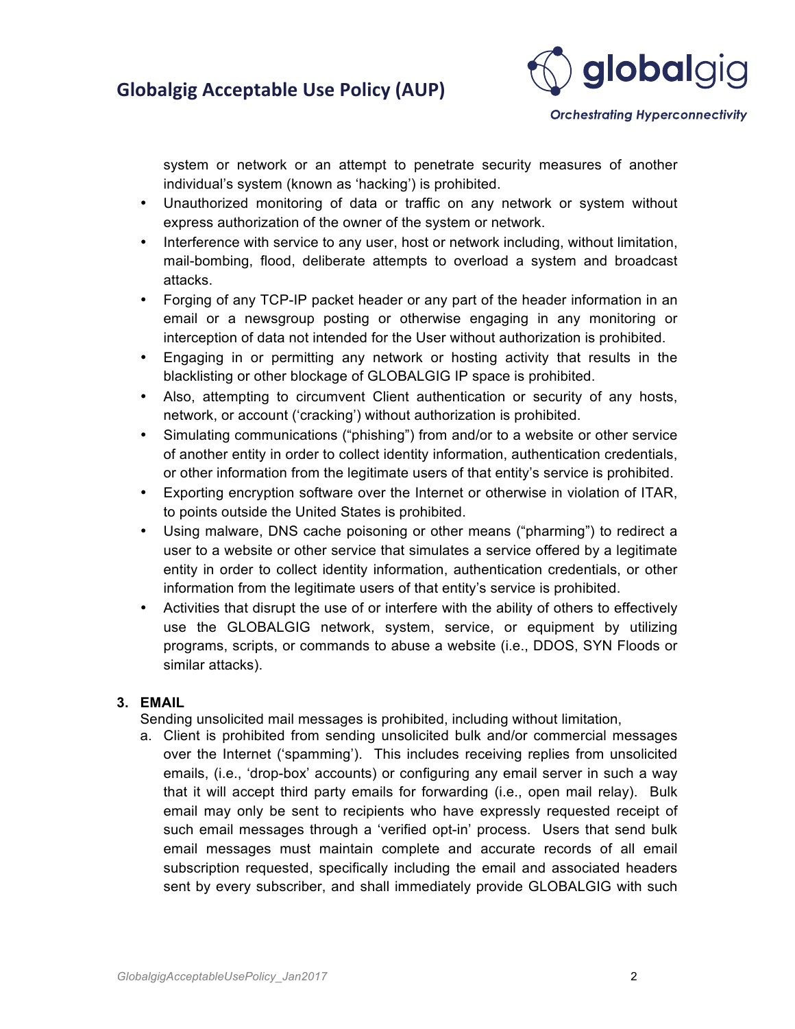system or network or an attempt to penetrate security measures of another individual's system (known as 'hacking') is prohibited.

- Unauthorized monitoring of data or traffic on any network or system without express authorization of the owner of the system or network.
- Interference with service to any user, host or network including, without limitation, mail-bombing, flood, deliberate attempts to overload a system and broadcast attacks.
- Forging of any TCP-IP packet header or any part of the header information in an email or a newsgroup posting or otherwise engaging in any monitoring or interception of data not intended for the User without authorization is prohibited.
- Engaging in or permitting any network or hosting activity that results in the blacklisting or other blockage of GLOBALGIG IP space is prohibited.
- Also, attempting to circumvent Client authentication or security of any hosts, network, or account ('cracking') without authorization is prohibited.
- Simulating communications ("phishing") from and/or to a website or other service of another entity in order to collect identity information, authentication credentials, or other information from the legitimate users of that entity's service is prohibited.
- Exporting encryption software over the Internet or otherwise in violation of ITAR, to points outside the United States is prohibited.
- Using malware, DNS cache poisoning or other means ("pharming") to redirect a user to a website or other service that simulates a service offered by a legitimate entity in order to collect identity information, authentication credentials, or other information from the legitimate users of that entity's service is prohibited.
- Activities that disrupt the use of or interfere with the ability of others to effectively use the GLOBALGIG network, system, service, or equipment by utilizing programs, scripts, or commands to abuse a website (i.e., DDOS, SYN Floods or similar attacks).

**3. EMAIL**

Sending unsolicited mail messages is prohibited, including without limitation,

a. Client is prohibited from sending unsolicited bulk and/or commercial messages over the Internet ('spamming'). This includes receiving replies from unsolicited emails, (i.e., 'drop-box' accounts) or configuring any email server in such a way that it will accept third party emails for forwarding (i.e., open mail relay). Bulk email may only be sent to recipients who have expressly requested receipt of such email messages through a 'verified opt-in' process. Users that send bulk email messages must maintain complete and accurate records of all email subscription requested, specifically including the email and associated headers sent by every subscriber, and shall immediately provide GLOBALGIG with such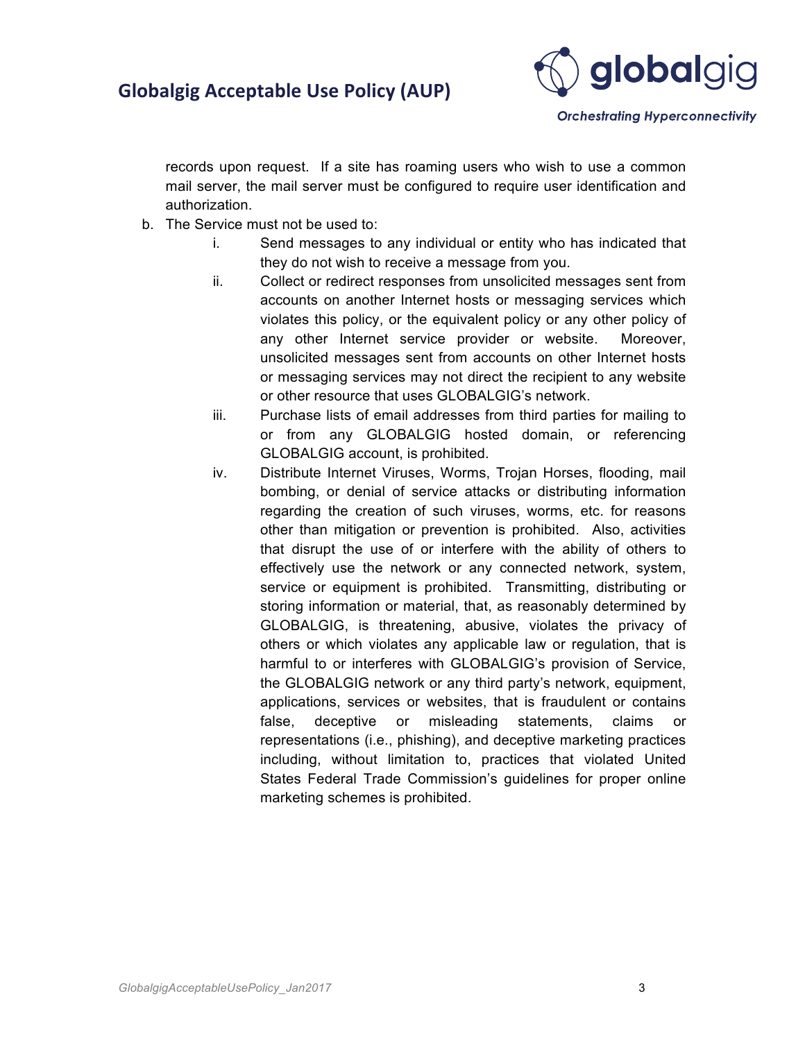records upon request. If a site has roaming users who wish to use a common mail server, the mail server must be configured to require user identification and authorization.

b. The Service must not be used to:
   i. Send messages to any individual or entity who has indicated that they do not wish to receive a message from you.
   ii. Collect or redirect responses from unsolicited messages sent from accounts on another Internet hosts or messaging services which violates this policy, or the equivalent policy or any other policy of any other Internet service provider or website. Moreover, unsolicited messages sent from accounts on other Internet hosts or messaging services may not direct the recipient to any website or other resource that uses GLOBALGIG's network.
   iii. Purchase lists of email addresses from third parties for mailing to or from any GLOBALGIG hosted domain, or referencing GLOBALGIG account, is prohibited.
   iv. Distribute Internet Viruses, Worms, Trojan Horses, flooding, mail bombing, or denial of service attacks or distributing information regarding the creation of such viruses, worms, etc. for reasons other than mitigation or prevention is prohibited. Also, activities that disrupt the use of or interfere with the ability of others to effectively use the network or any connected network, system, service or equipment is prohibited. Transmitting, distributing or storing information or material, that, as reasonably determined by GLOBALGIG, is threatening, abusive, violates the privacy of others or which violates any applicable law or regulation, that is harmful to or interferes with GLOBALGIG's provision of Service, the GLOBALGIG network or any third party's network, equipment, applications, services or websites, that is fraudulent or contains false, deceptive or misleading statements, claims or representations (i.e., phishing), and deceptive marketing practices including, without limitation to, practices that violated United States Federal Trade Commission's guidelines for proper online marketing schemes is prohibited.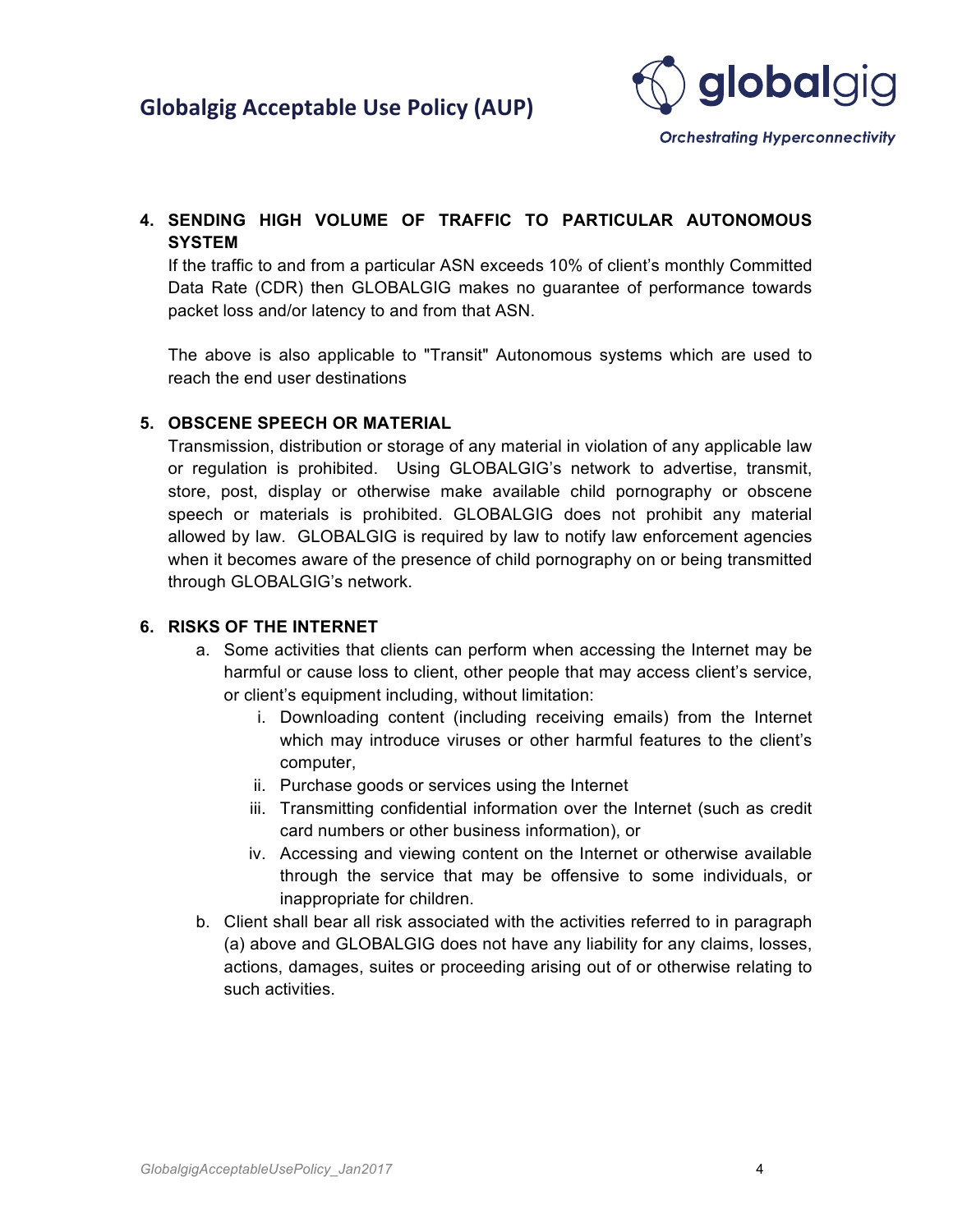**4. SENDING HIGH VOLUME OF TRAFFIC TO PARTICULAR AUTONOMOUS SYSTEM**

If the traffic to and from a particular ASN exceeds 10% of client's monthly Committed Data Rate (CDR) then GLOBALGIG makes no guarantee of performance towards packet loss and/or latency to and from that ASN.

The above is also applicable to "Transit" Autonomous systems which are used to reach the end user destinations

**5. OBSCENE SPEECH OR MATERIAL**

Transmission, distribution or storage of any material in violation of any applicable law or regulation is prohibited. Using GLOBALGIG's network to advertise, transmit, store, post, display or otherwise make available child pornography or obscene speech or materials is prohibited. GLOBALGIG does not prohibit any material allowed by law. GLOBALGIG is required by law to notify law enforcement agencies when it becomes aware of the presence of child pornography on or being transmitted through GLOBALGIG's network.

**6. RISKS OF THE INTERNET**

a. Some activities that clients can perform when accessing the Internet may be harmful or cause loss to client, other people that may access client's service, or client's equipment including, without limitation:
   i. Downloading content (including receiving emails) from the Internet which may introduce viruses or other harmful features to the client's computer,
   ii. Purchase goods or services using the Internet
   iii. Transmitting confidential information over the Internet (such as credit card numbers or other business information), or
   iv. Accessing and viewing content on the Internet or otherwise available through the service that may be offensive to some individuals, or inappropriate for children.

b. Client shall bear all risk associated with the activities referred to in paragraph (a) above and GLOBALGIG does not have any liability for any claims, losses, actions, damages, suites or proceeding arising out of or otherwise relating to such activities.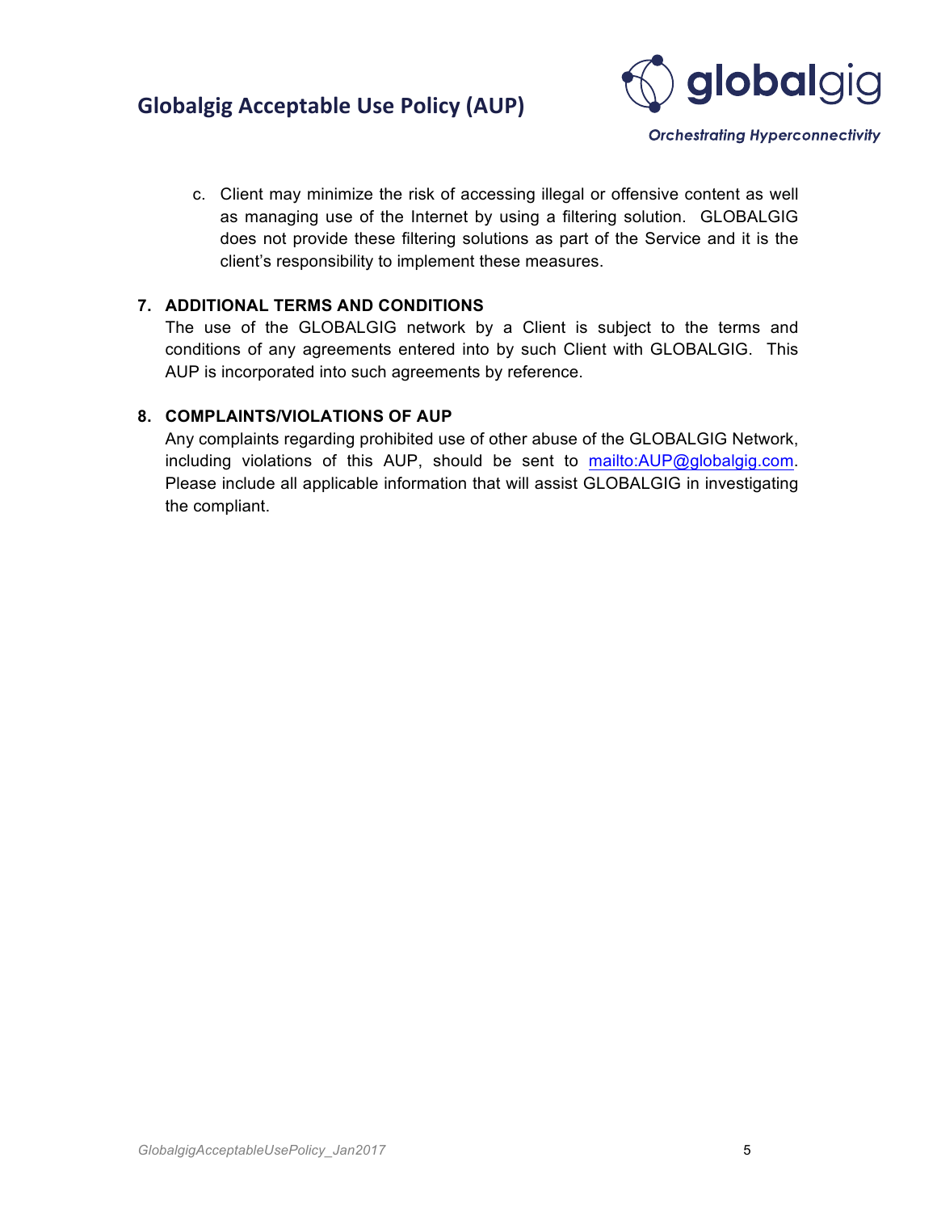c. Client may minimize the risk of accessing illegal or offensive content as well as managing use of the Internet by using a filtering solution. GLOBALGIG does not provide these filtering solutions as part of the Service and it is the client's responsibility to implement these measures.

## 7. ADDITIONAL TERMS AND CONDITIONS

The use of the GLOBALGIG network by a Client is subject to the terms and conditions of any agreements entered into by such Client with GLOBALGIG. This AUP is incorporated into such agreements by reference.

## 8. COMPLAINTS/VIOLATIONS OF AUP

Any complaints regarding prohibited use of other abuse of the GLOBALGIG Network, including violations of this AUP, should be sent to mailto:AUP@globalgig.com. Please include all applicable information that will assist GLOBALGIG in investigating the compliant.